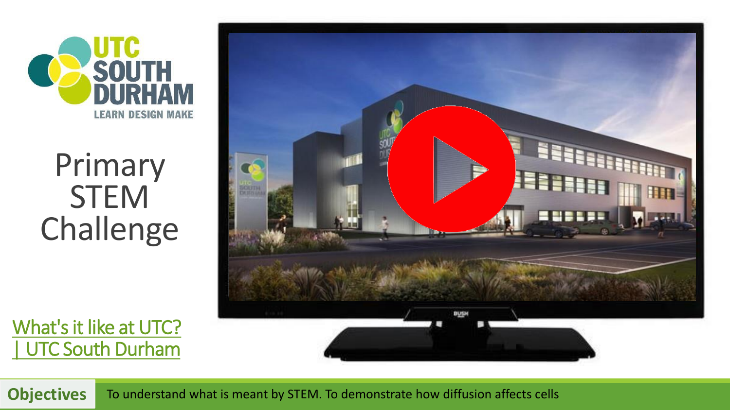UTC SOUTH DURHAM

LEARN DESIGN MAKE

# Primary STEM Challenge

[What's it like at UTC? | UTC South Durham]

**Objectives** To understand what is meant by STEM. To demonstrate how diffusion affects cells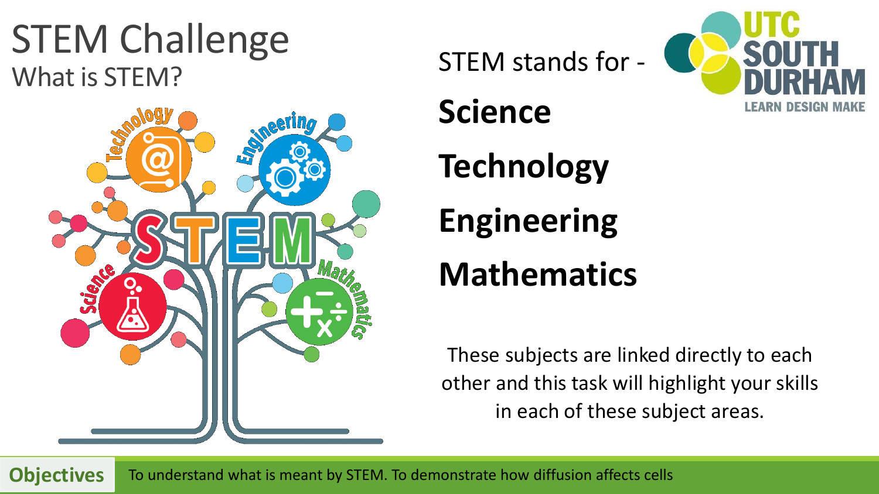# STEM Challenge

## What is STEM?

STEM stands for -

**Science**

**Technology**

**Engineering**

**Mathematics**

These subjects are linked directly to each other and this task will highlight your skills in each of these subject areas.

**Objectives** To understand what is meant by STEM. To demonstrate how diffusion affects cells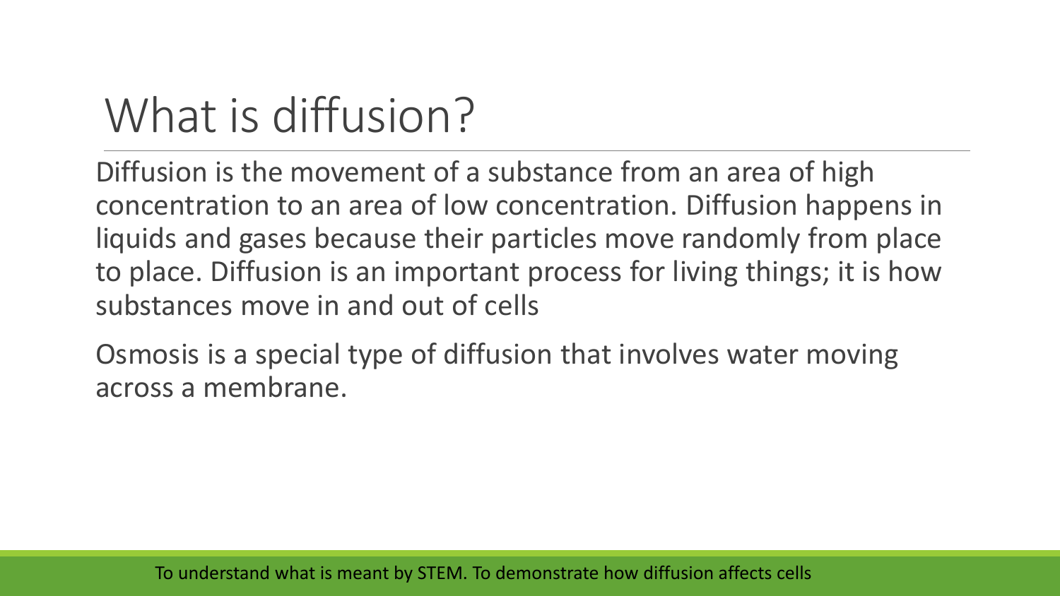# What is diffusion?

Diffusion is the movement of a substance from an area of high concentration to an area of low concentration. Diffusion happens in liquids and gases because their particles move randomly from place to place. Diffusion is an important process for living things; it is how substances move in and out of cells

Osmosis is a special type of diffusion that involves water moving across a membrane.

To understand what is meant by STEM. To demonstrate how diffusion affects cells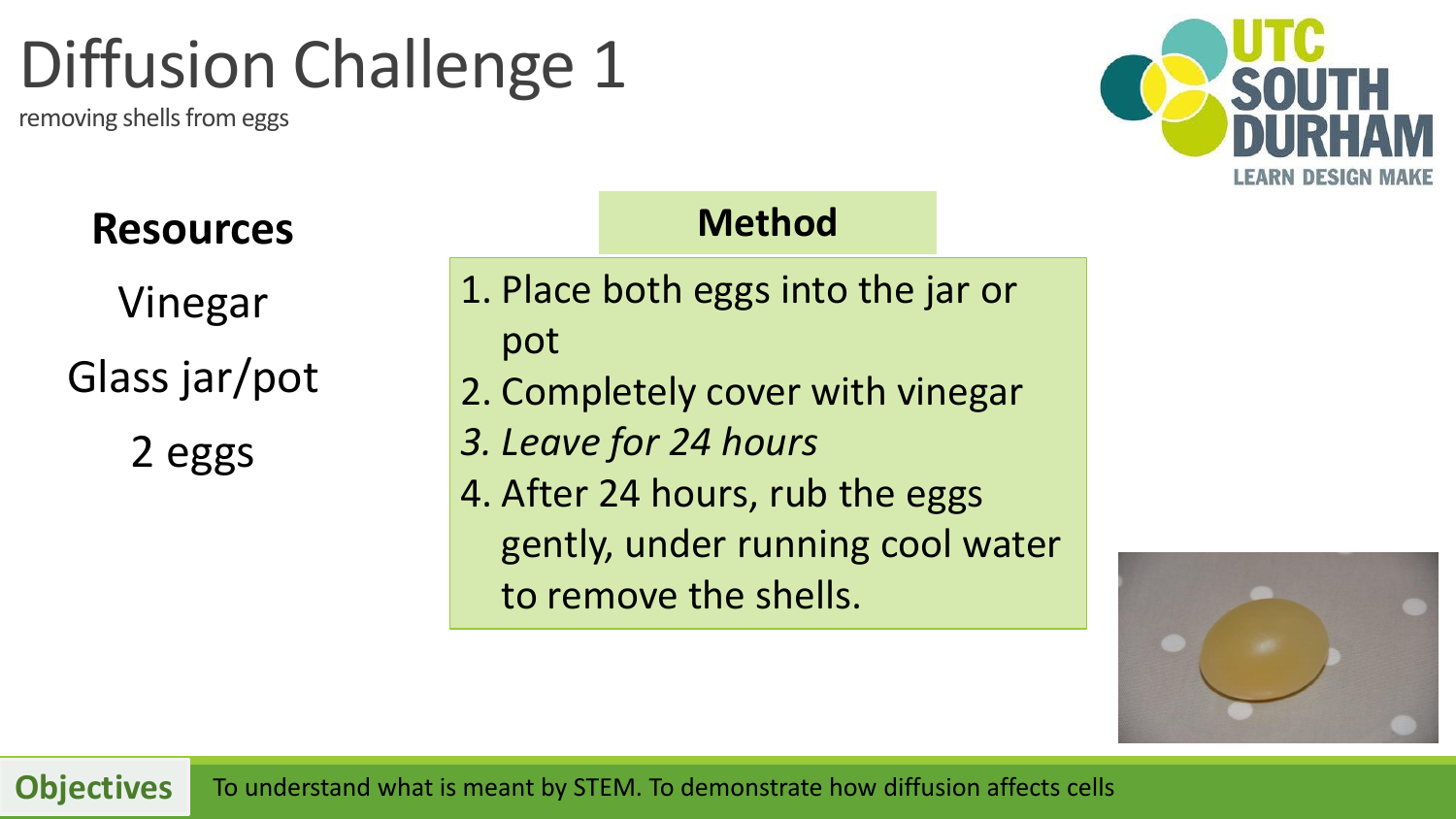# Diffusion Challenge 1

removing shells from eggs

**Resources**

Vinegar

Glass jar/pot

2 eggs

**Method**

1. Place both eggs into the jar or pot
2. Completely cover with vinegar
3. *Leave for 24 hours*
4. After 24 hours, rub the eggs gently, under running cool water to remove the shells.

**Objectives** To understand what is meant by STEM. To demonstrate how diffusion affects cells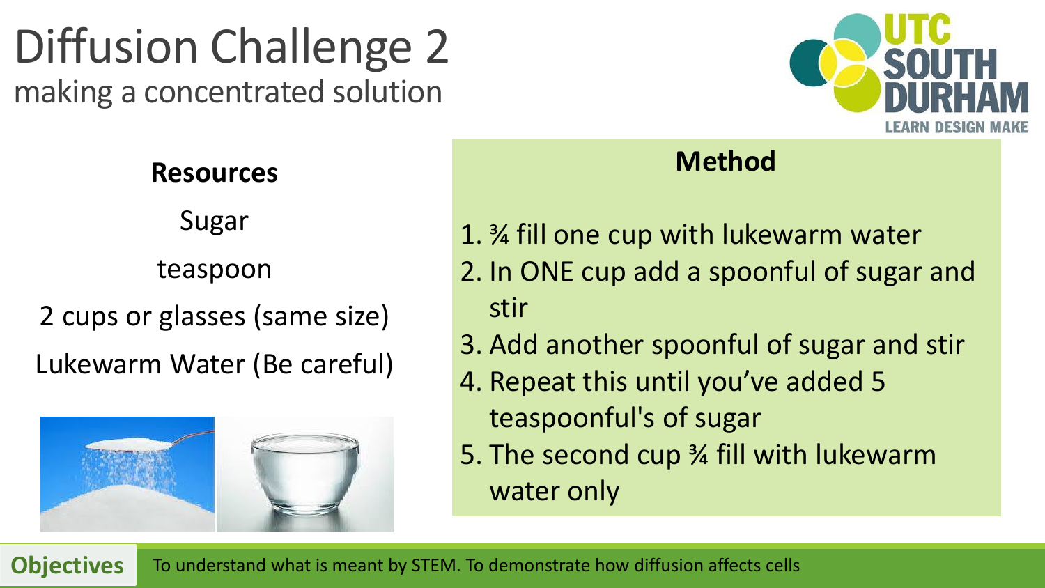# Diffusion Challenge 2

## making a concentrated solution

**Resources**

Sugar

teaspoon

2 cups or glasses (same size)

Lukewarm Water (Be careful)

**Method**

1. ¾ fill one cup with lukewarm water
2. In ONE cup add a spoonful of sugar and stir
3. Add another spoonful of sugar and stir
4. Repeat this until you've added 5 teaspoonful's of sugar
5. The second cup ¾ fill with lukewarm water only

**Objectives** To understand what is meant by STEM. To demonstrate how diffusion affects cells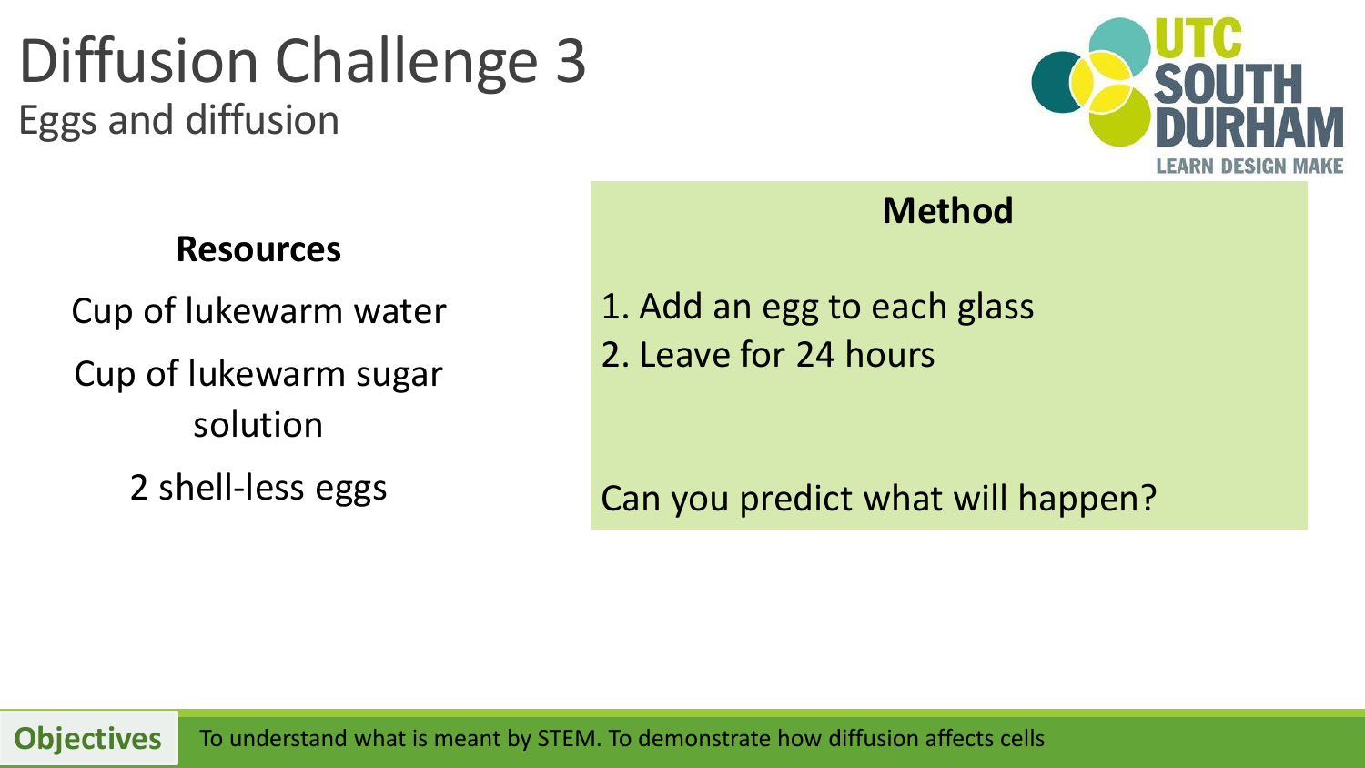# Diffusion Challenge 3

## Eggs and diffusion

**Resources**

Cup of lukewarm water

Cup of lukewarm sugar solution

2 shell-less eggs

**Method**

1. Add an egg to each glass
2. Leave for 24 hours

Can you predict what will happen?

**Objectives** To understand what is meant by STEM. To demonstrate how diffusion affects cells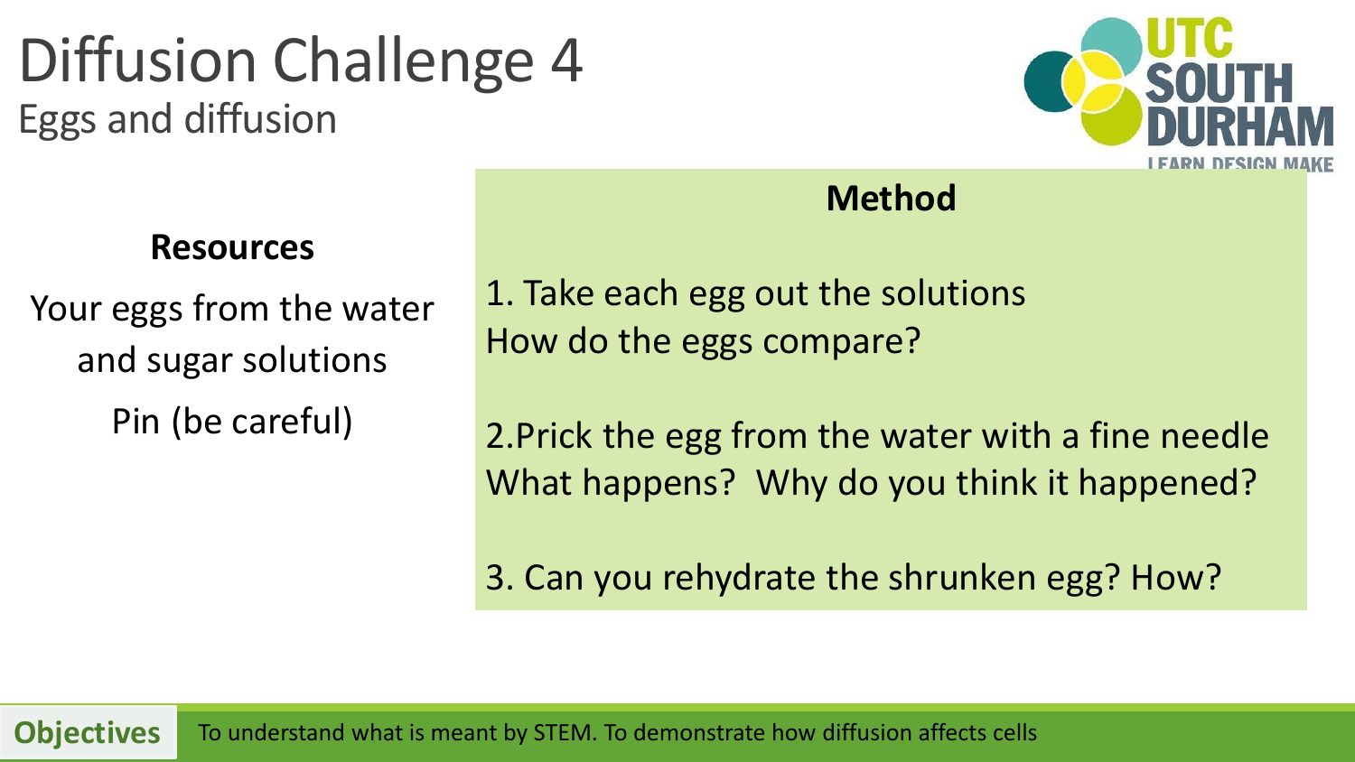# Diffusion Challenge 4

## Eggs and diffusion

**Resources**

Your eggs from the water and sugar solutions

Pin (be careful)

**Method**

1. Take each egg out the solutions
How do the eggs compare?

2.Prick the egg from the water with a fine needle
What happens? Why do you think it happened?

3. Can you rehydrate the shrunken egg? How?

**Objectives** To understand what is meant by STEM. To demonstrate how diffusion affects cells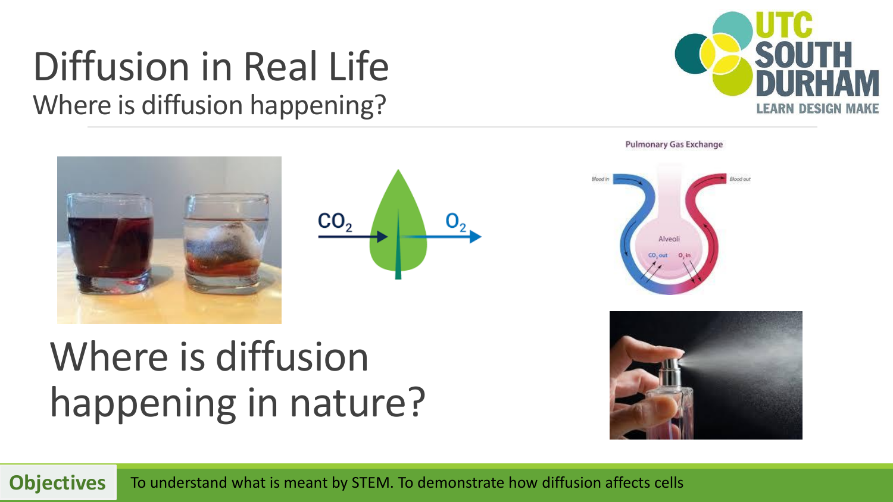# Diffusion in Real Life

## Where is diffusion happening?

Where is diffusion happening in nature?

**Objectives** To understand what is meant by STEM. To demonstrate how diffusion affects cells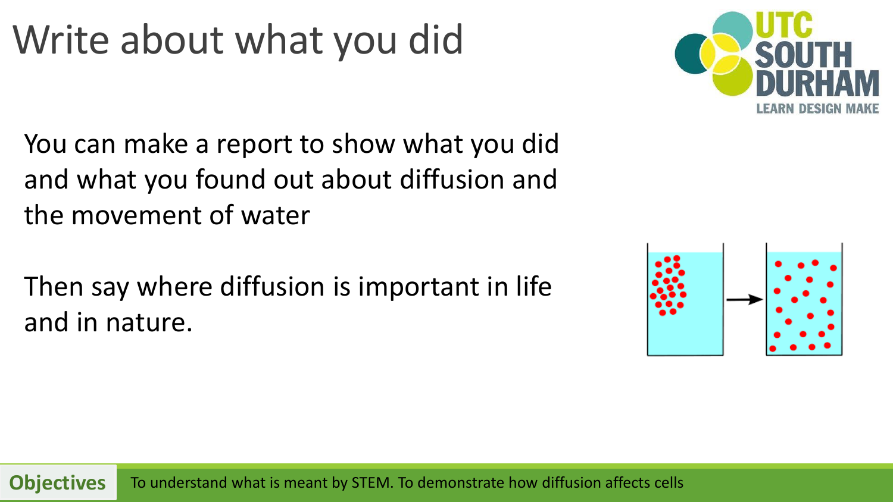# Write about what you did

You can make a report to show what you did and what you found out about diffusion and the movement of water

Then say where diffusion is important in life and in nature.

**Objectives** To understand what is meant by STEM. To demonstrate how diffusion affects cells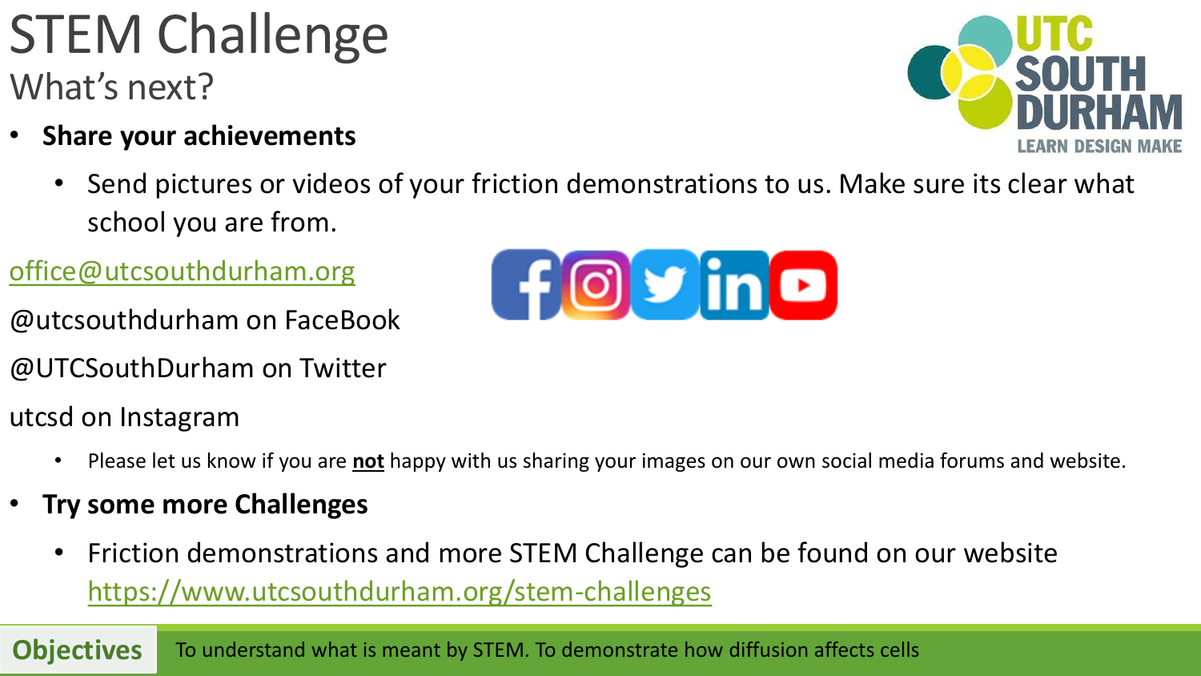# STEM Challenge

## What's next?

- **Share your achievements**
  - Send pictures or videos of your friction demonstrations to us. Make sure its clear what school you are from.

office@utcsouthdurham.org

@utcsouthdurham on FaceBook

@UTCSouthDurham on Twitter

utcsd on Instagram

  - Please let us know if you are **not** happy with us sharing your images on our own social media forums and website.

- **Try some more Challenges**
  - Friction demonstrations and more STEM Challenge can be found on our website https://www.utcsouthdurham.org/stem-challenges

**Objectives** To understand what is meant by STEM. To demonstrate how diffusion affects cells